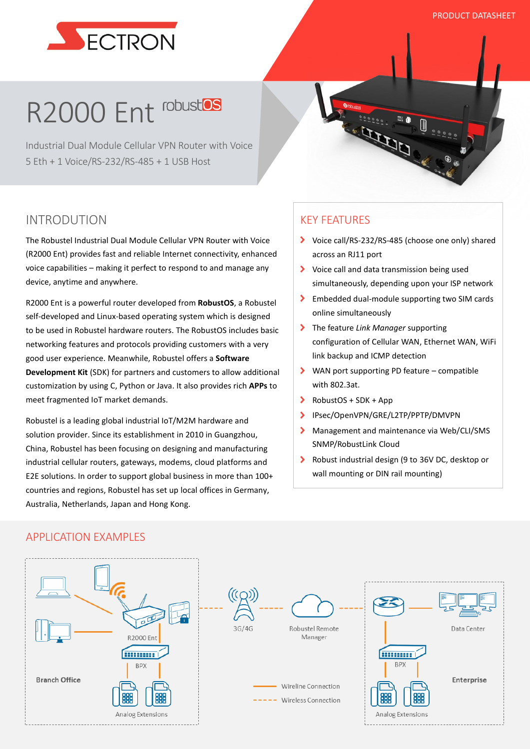PRODUCT DATASHEET

SECTRON

# R2000 Ent robustOS

Industrial Dual Module Cellular VPN Router with Voice
5 Eth + 1 Voice/RS-232/RS-485 + 1 USB Host

## INTRODUTION

The Robustel Industrial Dual Module Cellular VPN Router with Voice (R2000 Ent) provides fast and reliable Internet connectivity, enhanced voice capabilities – making it perfect to respond to and manage any device, anytime and anywhere.

R2000 Ent is a powerful router developed from **RobustOS**, a Robustel self-developed and Linux-based operating system which is designed to be used in Robustel hardware routers. The RobustOS includes basic networking features and protocols providing customers with a very good user experience. Meanwhile, Robustel offers a **Software Development Kit** (SDK) for partners and customers to allow additional customization by using C, Python or Java. It also provides rich **APPs** to meet fragmented IoT market demands.

Robustel is a leading global industrial IoT/M2M hardware and solution provider. Since its establishment in 2010 in Guangzhou, China, Robustel has been focusing on designing and manufacturing industrial cellular routers, gateways, modems, cloud platforms and E2E solutions. In order to support global business in more than 100+ countries and regions, Robustel has set up local offices in Germany, Australia, Netherlands, Japan and Hong Kong.

## KEY FEATURES

- Voice call/RS-232/RS-485 (choose one only) shared across an RJ11 port
- Voice call and data transmission being used simultaneously, depending upon your ISP network
- Embedded dual-module supporting two SIM cards online simultaneously
- The feature *Link Manager* supporting configuration of Cellular WAN, Ethernet WAN, WiFi link backup and ICMP detection
- WAN port supporting PD feature – compatible with 802.3at.
- RobustOS + SDK + App
- IPsec/OpenVPN/GRE/L2TP/PPTP/DMVPN
- Management and maintenance via Web/CLI/SMS SNMP/RobustLink Cloud
- Robust industrial design (9 to 36V DC, desktop or wall mounting or DIN rail mounting)

## APPLICATION EXAMPLES

R2000 Ent · BPX · Branch Office · Analog Extensions · 3G/4G · Robustel Remote Manager · Data Center · BPX · Enterprise · Analog Extensions

Wireline Connection
Wireless Connection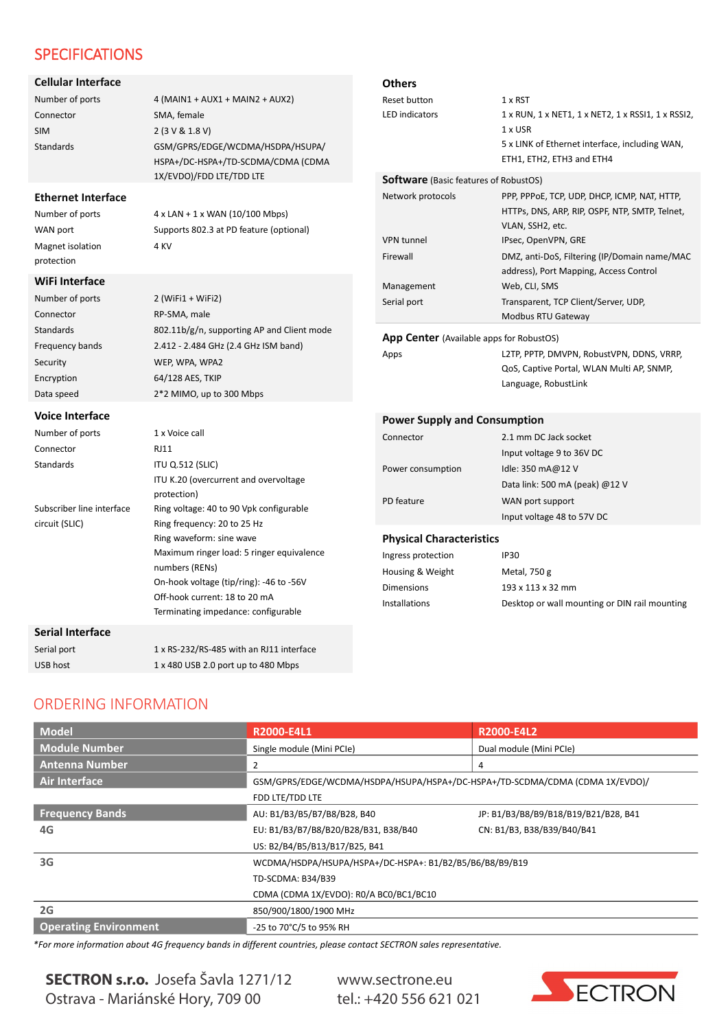## SPECIFICATIONS

### Cellular Interface

| | |
|---|---|
| Number of ports | 4 (MAIN1 + AUX1 + MAIN2 + AUX2) |
| Connector | SMA, female |
| SIM | 2 (3 V & 1.8 V) |
| Standards | GSM/GPRS/EDGE/WCDMA/HSDPA/HSUPA/ HSPA+/DC-HSPA+/TD-SCDMA/CDMA (CDMA 1X/EVDO)/FDD LTE/TDD LTE |

### Ethernet Interface

| | |
|---|---|
| Number of ports | 4 x LAN + 1 x WAN (10/100 Mbps) |
| WAN port | Supports 802.3 at PD feature (optional) |
| Magnet isolation protection | 4 KV |

### WiFi Interface

| | |
|---|---|
| Number of ports | 2 (WiFi1 + WiFi2) |
| Connector | RP-SMA, male |
| Standards | 802.11b/g/n, supporting AP and Client mode |
| Frequency bands | 2.412 - 2.484 GHz (2.4 GHz ISM band) |
| Security | WEP, WPA, WPA2 |
| Encryption | 64/128 AES, TKIP |
| Data speed | 2*2 MIMO, up to 300 Mbps |

### Voice Interface

| | |
|---|---|
| Number of ports | 1 x Voice call |
| Connector | RJ11 |
| Standards | ITU Q.512 (SLIC)<br>ITU K.20 (overcurrent and overvoltage protection) |
| Subscriber line interface circuit (SLIC) | Ring voltage: 40 to 90 Vpk configurable<br>Ring frequency: 20 to 25 Hz<br>Ring waveform: sine wave<br>Maximum ringer load: 5 ringer equivalence numbers (RENs)<br>On-hook voltage (tip/ring): -46 to -56V<br>Off-hook current: 18 to 20 mA<br>Terminating impedance: configurable |

### Serial Interface

| | |
|---|---|
| Serial port | 1 x RS-232/RS-485 with an RJ11 interface |
| USB host | 1 x 480 USB 2.0 port up to 480 Mbps |

### Others

| | |
|---|---|
| Reset button | 1 x RST |
| LED indicators | 1 x RUN, 1 x NET1, 1 x NET2, 1 x RSSI1, 1 x RSSI2, 1 x USR<br>5 x LINK of Ethernet interface, including WAN, ETH1, ETH2, ETH3 and ETH4 |

### Software (Basic features of RobustOS)

| | |
|---|---|
| Network protocols | PPP, PPPoE, TCP, UDP, DHCP, ICMP, NAT, HTTP, HTTPs, DNS, ARP, RIP, OSPF, NTP, SMTP, Telnet, VLAN, SSH2, etc. |
| VPN tunnel | IPsec, OpenVPN, GRE |
| Firewall | DMZ, anti-DoS, Filtering (IP/Domain name/MAC address), Port Mapping, Access Control |
| Management | Web, CLI, SMS |
| Serial port | Transparent, TCP Client/Server, UDP, Modbus RTU Gateway |

### App Center (Available apps for RobustOS)

| | |
|---|---|
| Apps | L2TP, PPTP, DMVPN, RobustVPN, DDNS, VRRP, QoS, Captive Portal, WLAN Multi AP, SNMP, Language, RobustLink |

### Power Supply and Consumption

| | |
|---|---|
| Connector | 2.1 mm DC Jack socket<br>Input voltage 9 to 36V DC |
| Power consumption | Idle: 350 mA@12 V<br>Data link: 500 mA (peak) @12 V |
| PD feature | WAN port support<br>Input voltage 48 to 57V DC |

### Physical Characteristics

| | |
|---|---|
| Ingress protection | IP30 |
| Housing & Weight | Metal, 750 g |
| Dimensions | 193 x 113 x 32 mm |
| Installations | Desktop or wall mounting or DIN rail mounting |

## ORDERING INFORMATION

| Model | R2000-E4L1 | R2000-E4L2 |
|---|---|---|
| Module Number | Single module (Mini PCIe) | Dual module (Mini PCIe) |
| Antenna Number | 2 | 4 |
| Air Interface | GSM/GPRS/EDGE/WCDMA/HSDPA/HSUPA/HSPA+/DC-HSPA+/TD-SCDMA/CDMA (CDMA 1X/EVDO)/ FDD LTE/TDD LTE | |
| Frequency Bands | | |
| 4G | AU: B1/B3/B5/B7/B8/B28, B40<br>EU: B1/B3/B7/B8/B20/B28/B31, B38/B40<br>US: B2/B4/B5/B13/B17/B25, B41 | JP: B1/B3/B8/B9/B18/B19/B21/B28, B41<br>CN: B1/B3, B38/B39/B40/B41 |
| 3G | WCDMA/HSDPA/HSUPA/HSPA+/DC-HSPA+: B1/B2/B5/B6/B8/B9/B19<br>TD-SCDMA: B34/B39<br>CDMA (CDMA 1X/EVDO): R0/A BC0/BC1/BC10 | |
| 2G | 850/900/1800/1900 MHz | |
| Operating Environment | -25 to 70°C/5 to 95% RH | |

*For more information about 4G frequency bands in different countries, please contact SECTRON sales representative.

**SECTRON s.r.o.** Josefa Šavla 1271/12
Ostrava - Mariánské Hory, 709 00

www.sectrone.eu
tel.: +420 556 621 021

SECTRON